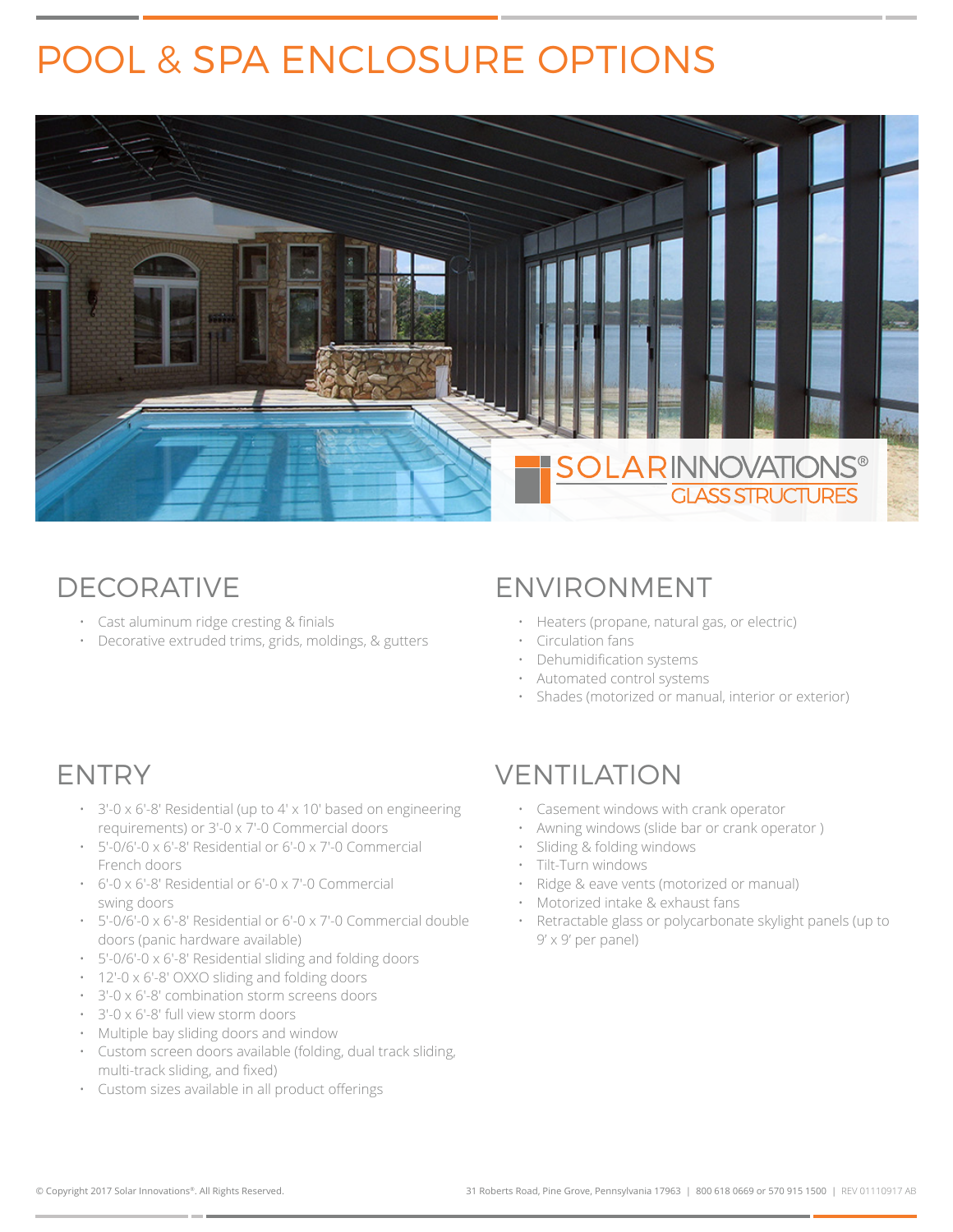# POOL & SPA ENCLOSURE OPTIONS

## DECORATIVE

- Cast aluminum ridge cresting & finials
- Decorative extruded trims, grids, moldings, & gutters

## ENVIRONMENT

- Heaters (propane, natural gas, or electric)
- Circulation fans
- Dehumidification systems
- Automated control systems
- Shades (motorized or manual, interior or exterior)

## ENTRY

- 3'-0 x 6'-8' Residential (up to 4' x 10' based on engineering requirements) or 3'-0 x 7'-0 Commercial doors
- 5'-0/6'-0 x 6'-8' Residential or 6'-0 x 7'-0 Commercial French doors
- 6'-0 x 6'-8' Residential or 6'-0 x 7'-0 Commercial swing doors
- 5'-0/6'-0 x 6'-8' Residential or 6'-0 x 7'-0 Commercial double doors (panic hardware available)
- 5'-0/6'-0 x 6'-8' Residential sliding and folding doors
- 12'-0 x 6'-8' OXXO sliding and folding doors
- 3'-0 x 6'-8' combination storm screens doors
- 3'-0 x 6'-8' full view storm doors
- Multiple bay sliding doors and window
- Custom screen doors available (folding, dual track sliding, multi-track sliding, and fixed)
- Custom sizes available in all product offerings

## VENTILATION

- Casement windows with crank operator
- Awning windows (slide bar or crank operator )
- Sliding & folding windows
- Tilt-Turn windows
- Ridge & eave vents (motorized or manual)
- Motorized intake & exhaust fans
- Retractable glass or polycarbonate skylight panels (up to 9' x 9' per panel)

© Copyright 2017 Solar Innovations®. All Rights Reserved. 31 Roberts Road, Pine Grove, Pennsylvania 17963 | 800 618 0669 or 570 915 1500 | REV 01110917 AB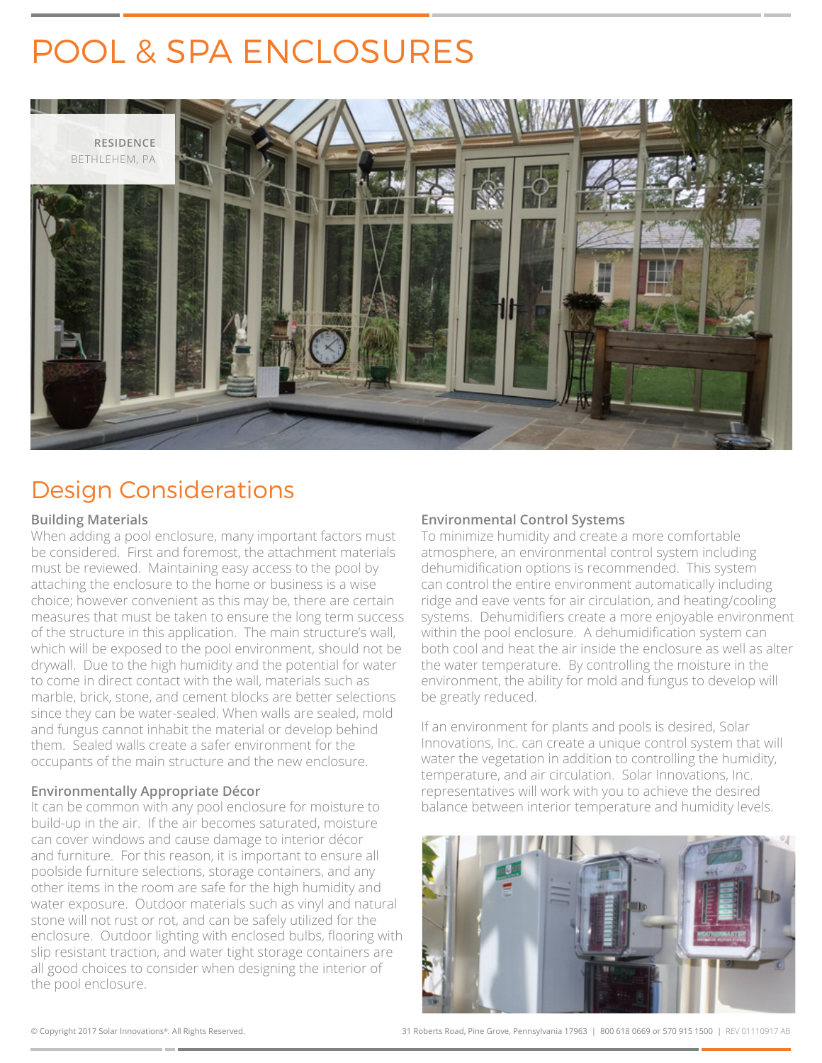# POOL & SPA ENCLOSURES

RESIDENCE
BETHLEHEM, PA

## Design Considerations

### Building Materials

When adding a pool enclosure, many important factors must be considered. First and foremost, the attachment materials must be reviewed. Maintaining easy access to the pool by attaching the enclosure to the home or business is a wise choice; however convenient as this may be, there are certain measures that must be taken to ensure the long term success of the structure in this application. The main structure's wall, which will be exposed to the pool environment, should not be drywall. Due to the high humidity and the potential for water to come in direct contact with the wall, materials such as marble, brick, stone, and cement blocks are better selections since they can be water-sealed. When walls are sealed, mold and fungus cannot inhabit the material or develop behind them. Sealed walls create a safer environment for the occupants of the main structure and the new enclosure.

### Environmentally Appropriate Décor

It can be common with any pool enclosure for moisture to build-up in the air. If the air becomes saturated, moisture can cover windows and cause damage to interior décor and furniture. For this reason, it is important to ensure all poolside furniture selections, storage containers, and any other items in the room are safe for the high humidity and water exposure. Outdoor materials such as vinyl and natural stone will not rust or rot, and can be safely utilized for the enclosure. Outdoor lighting with enclosed bulbs, flooring with slip resistant traction, and water tight storage containers are all good choices to consider when designing the interior of the pool enclosure.

### Environmental Control Systems

To minimize humidity and create a more comfortable atmosphere, an environmental control system including dehumidification options is recommended. This system can control the entire environment automatically including ridge and eave vents for air circulation, and heating/cooling systems. Dehumidifiers create a more enjoyable environment within the pool enclosure. A dehumidification system can both cool and heat the air inside the enclosure as well as alter the water temperature. By controlling the moisture in the environment, the ability for mold and fungus to develop will be greatly reduced.

If an environment for plants and pools is desired, Solar Innovations, Inc. can create a unique control system that will water the vegetation in addition to controlling the humidity, temperature, and air circulation. Solar Innovations, Inc. representatives will work with you to achieve the desired balance between interior temperature and humidity levels.

© Copyright 2017 Solar Innovations®. All Rights Reserved.

31 Roberts Road, Pine Grove, Pennsylvania 17963 | 800 618 0669 or 570 915 1500 | REV 01110917 AB